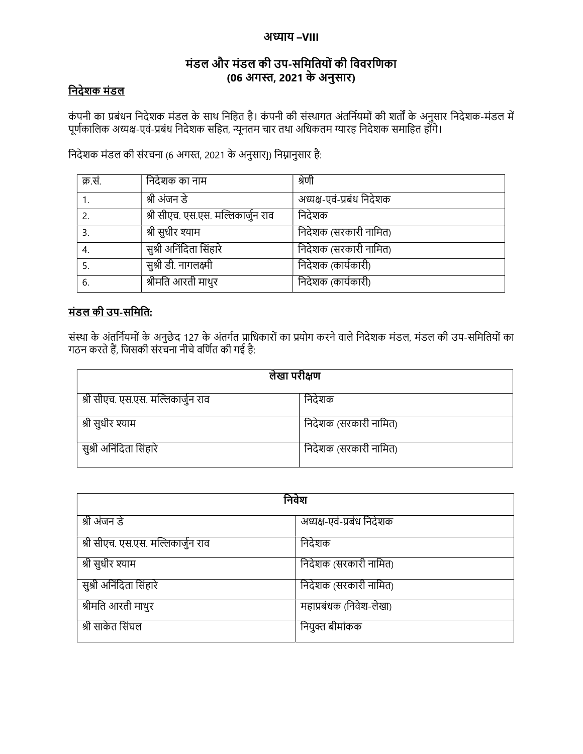# अध्याय –VIII

## मंडल और मंडल की उप-समितियों की विवरणिका (06 अगस्त, 2021 के अनुसार)

### निदेशक मंडल

कंपनी का प्रबंधन निदेशक मंडल के साथ निहित है। कंपनी की संस्थागत अंतर्नियमों की शर्तों के अनुसार निदेशक-मंडल में पूर्णकालिक अध्यक्ष-एवं-प्रबंध निदेशक सहित, न्यूनतम चार तथा अधिकतम ग्यारह निदेशक समाहित होंगे।

निदेशक मंडल की संरचना (6 अगस्त, 2021 के अनुसार]) निम्नानुसार है:

| क्र.सं. | निदेशक का नाम | श्रेणी |
|---|---|---|
| 1. | श्री अंजन डे | अध्यक्ष-एवं-प्रबंध निदेशक |
| 2. | श्री सीएच. एस.एस. मल्लिकार्जुन राव | निदेशक |
| 3. | श्री सुधीर श्याम | निदेशक (सरकारी नामित) |
| 4. | सुश्री अनिंदिता सिंहारे | निदेशक (सरकारी नामित) |
| 5. | सुश्री डी. नागलक्ष्मी | निदेशक (कार्यकारी) |
| 6. | श्रीमति आरती माथुर | निदेशक (कार्यकारी) |

### मंडल की उप-समिति:

संस्था के अंतर्नियमों के अनुछेद 127 के अंतर्गत प्राधिकारों का प्रयोग करने वाले निदेशक मंडल, मंडल की उप-समितियों का गठन करते हैं, जिसकी संरचना नीचे वर्णित की गई है:

| लेखा परीक्षण | |
|---|---|
| श्री सीएच. एस.एस. मल्लिकार्जुन राव | निदेशक |
| श्री सुधीर श्याम | निदेशक (सरकारी नामित) |
| सुश्री अनिंदिता सिंहारे | निदेशक (सरकारी नामित) |

| निवेश | |
|---|---|
| श्री अंजन डे | अध्यक्ष-एवं-प्रबंध निदेशक |
| श्री सीएच. एस.एस. मल्लिकार्जुन राव | निदेशक |
| श्री सुधीर श्याम | निदेशक (सरकारी नामित) |
| सुश्री अनिंदिता सिंहारे | निदेशक (सरकारी नामित) |
| श्रीमति आरती माथुर | महाप्रबंधक (निवेश-लेखा) |
| श्री साकेत सिंघल | नियुक्त बीमांकक |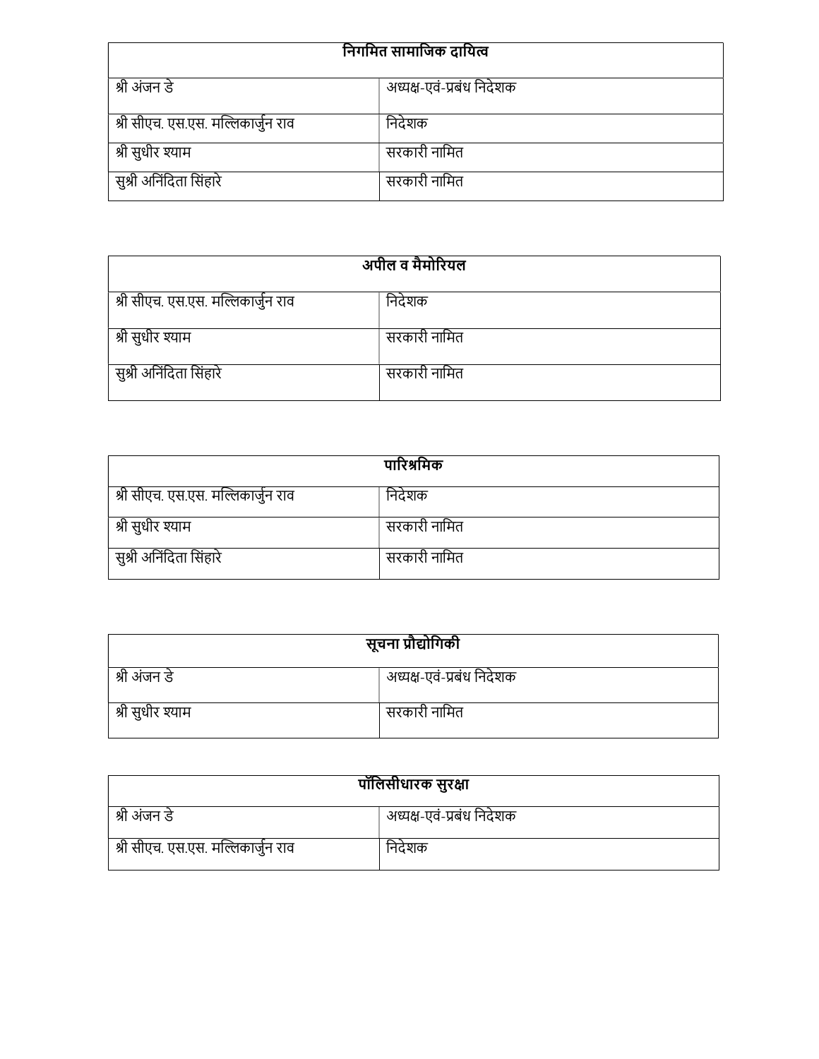| निगमित सामाजिक दायित्व | |
|---|---|
| श्री अंजन डे | अध्यक्ष-एवं-प्रबंध निदेशक |
| श्री सीएच. एस.एस. मल्लिकार्जुन राव | निदेशक |
| श्री सुधीर श्याम | सरकारी नामित |
| सुश्री अनिंदिता सिंहारे | सरकारी नामित |

| अपील व मैमोरियल | |
|---|---|
| श्री सीएच. एस.एस. मल्लिकार्जुन राव | निदेशक |
| श्री सुधीर श्याम | सरकारी नामित |
| सुश्री अनिंदिता सिंहारे | सरकारी नामित |

| पारिश्रमिक | |
|---|---|
| श्री सीएच. एस.एस. मल्लिकार्जुन राव | निदेशक |
| श्री सुधीर श्याम | सरकारी नामित |
| सुश्री अनिंदिता सिंहारे | सरकारी नामित |

| सूचना प्रौद्योगिकी | |
|---|---|
| श्री अंजन डे | अध्यक्ष-एवं-प्रबंध निदेशक |
| श्री सुधीर श्याम | सरकारी नामित |

| पॉलिसीधारक सुरक्षा | |
|---|---|
| श्री अंजन डे | अध्यक्ष-एवं-प्रबंध निदेशक |
| श्री सीएच. एस.एस. मल्लिकार्जुन राव | निदेशक |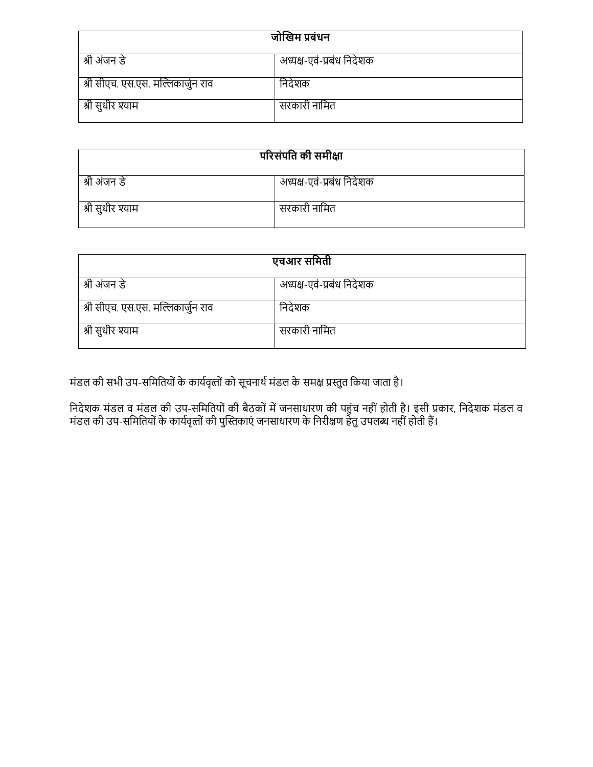| जोखिम प्रबंधन | |
|---|---|
| श्री अंजन डे | अध्यक्ष-एवं-प्रबंध निदेशक |
| श्री सीएच. एस.एस. मल्लिकार्जुन राव | निदेशक |
| श्री सुधीर श्याम | सरकारी नामित |

| परिसंपति की समीक्षा | |
|---|---|
| श्री अंजन डे | अध्यक्ष-एवं-प्रबंध निदेशक |
| श्री सुधीर श्याम | सरकारी नामित |

| एचआर समिती | |
|---|---|
| श्री अंजन डे | अध्यक्ष-एवं-प्रबंध निदेशक |
| श्री सीएच. एस.एस. मल्लिकार्जुन राव | निदेशक |
| श्री सुधीर श्याम | सरकारी नामित |

मंडल की सभी उप-समितियों के कार्यवृत्तों को सूचनार्थ मंडल के समक्ष प्रस्तुत किया जाता है।

निदेशक मंडल व मंडल की उप-समितियों की बैठकों में जनसाधारण की पहुंच नहीं होती है। इसी प्रकार, निदेशक मंडल व मंडल की उप-समितियों के कार्यवृत्तों की पुस्तिकाएं जनसाधारण के निरीक्षण हेतु उपलब्ध नहीं होती हैं।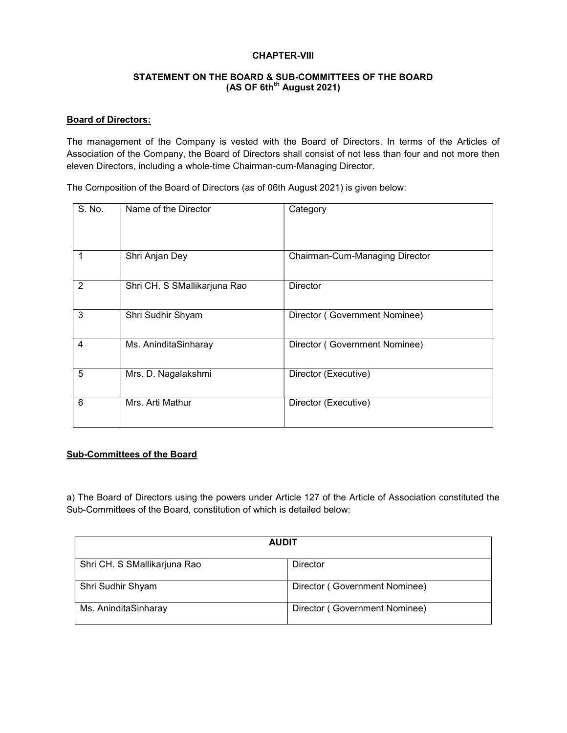**CHAPTER-VIII**

**STATEMENT ON THE BOARD & SUB-COMMITTEES OF THE BOARD (AS OF 6th[th] August 2021)**

**Board of Directors:**

The management of the Company is vested with the Board of Directors. In terms of the Articles of Association of the Company, the Board of Directors shall consist of not less than four and not more then eleven Directors, including a whole-time Chairman-cum-Managing Director.

The Composition of the Board of Directors (as of 06th August 2021) is given below:

| S. No. | Name of the Director | Category |
|---|---|---|
| 1 | Shri Anjan Dey | Chairman-Cum-Managing Director |
| 2 | Shri CH. S SMallikarjuna Rao | Director |
| 3 | Shri Sudhir Shyam | Director ( Government Nominee) |
| 4 | Ms. AninditaSinharay | Director ( Government Nominee) |
| 5 | Mrs. D. Nagalakshmi | Director (Executive) |
| 6 | Mrs. Arti Mathur | Director (Executive) |

**Sub-Committees of the Board**

a) The Board of Directors using the powers under Article 127 of the Article of Association constituted the Sub-Committees of the Board, constitution of which is detailed below:

| AUDIT | |
|---|---|
| Shri CH. S SMallikarjuna Rao | Director |
| Shri Sudhir Shyam | Director ( Government Nominee) |
| Ms. AninditaSinharay | Director ( Government Nominee) |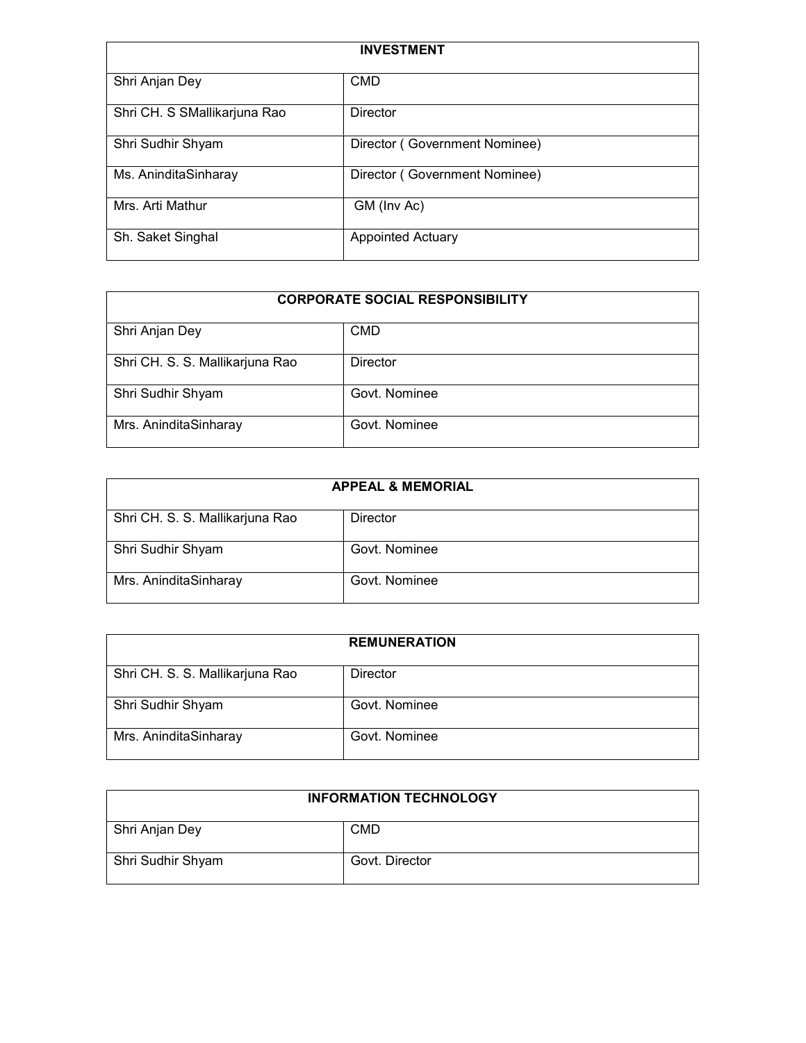| INVESTMENT | |
|---|---|
| Shri Anjan Dey | CMD |
| Shri CH. S SMallikarjuna Rao | Director |
| Shri Sudhir Shyam | Director ( Government Nominee) |
| Ms. AninditaSinharay | Director ( Government Nominee) |
| Mrs. Arti Mathur | GM (Inv Ac) |
| Sh. Saket Singhal | Appointed Actuary |

| CORPORATE SOCIAL RESPONSIBILITY | |
|---|---|
| Shri Anjan Dey | CMD |
| Shri CH. S. S. Mallikarjuna Rao | Director |
| Shri Sudhir Shyam | Govt. Nominee |
| Mrs. AninditaSinharay | Govt. Nominee |

| APPEAL & MEMORIAL | |
|---|---|
| Shri CH. S. S. Mallikarjuna Rao | Director |
| Shri Sudhir Shyam | Govt. Nominee |
| Mrs. AninditaSinharay | Govt. Nominee |

| REMUNERATION | |
|---|---|
| Shri CH. S. S. Mallikarjuna Rao | Director |
| Shri Sudhir Shyam | Govt. Nominee |
| Mrs. AninditaSinharay | Govt. Nominee |

| INFORMATION TECHNOLOGY | |
|---|---|
| Shri Anjan Dey | CMD |
| Shri Sudhir Shyam | Govt. Director |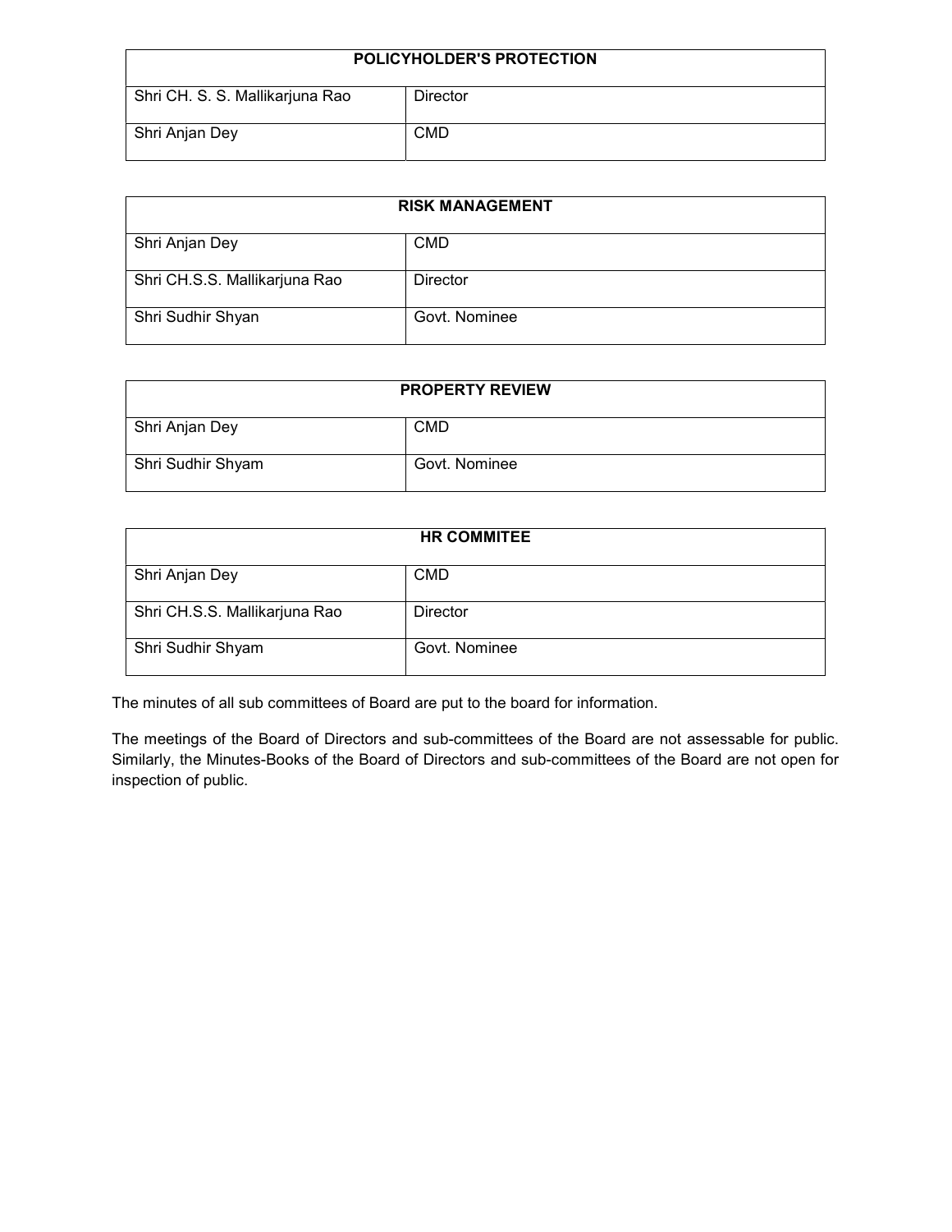| POLICYHOLDER'S PROTECTION | |
|---|---|
| Shri CH. S. S. Mallikarjuna Rao | Director |
| Shri Anjan Dey | CMD |

| RISK MANAGEMENT | |
|---|---|
| Shri Anjan Dey | CMD |
| Shri CH.S.S. Mallikarjuna Rao | Director |
| Shri Sudhir Shyan | Govt. Nominee |

| PROPERTY REVIEW | |
|---|---|
| Shri Anjan Dey | CMD |
| Shri Sudhir Shyam | Govt. Nominee |

| HR COMMITEE | |
|---|---|
| Shri Anjan Dey | CMD |
| Shri CH.S.S. Mallikarjuna Rao | Director |
| Shri Sudhir Shyam | Govt. Nominee |

The minutes of all sub committees of Board are put to the board for information.

The meetings of the Board of Directors and sub-committees of the Board are not assessable for public. Similarly, the Minutes-Books of the Board of Directors and sub-committees of the Board are not open for inspection of public.